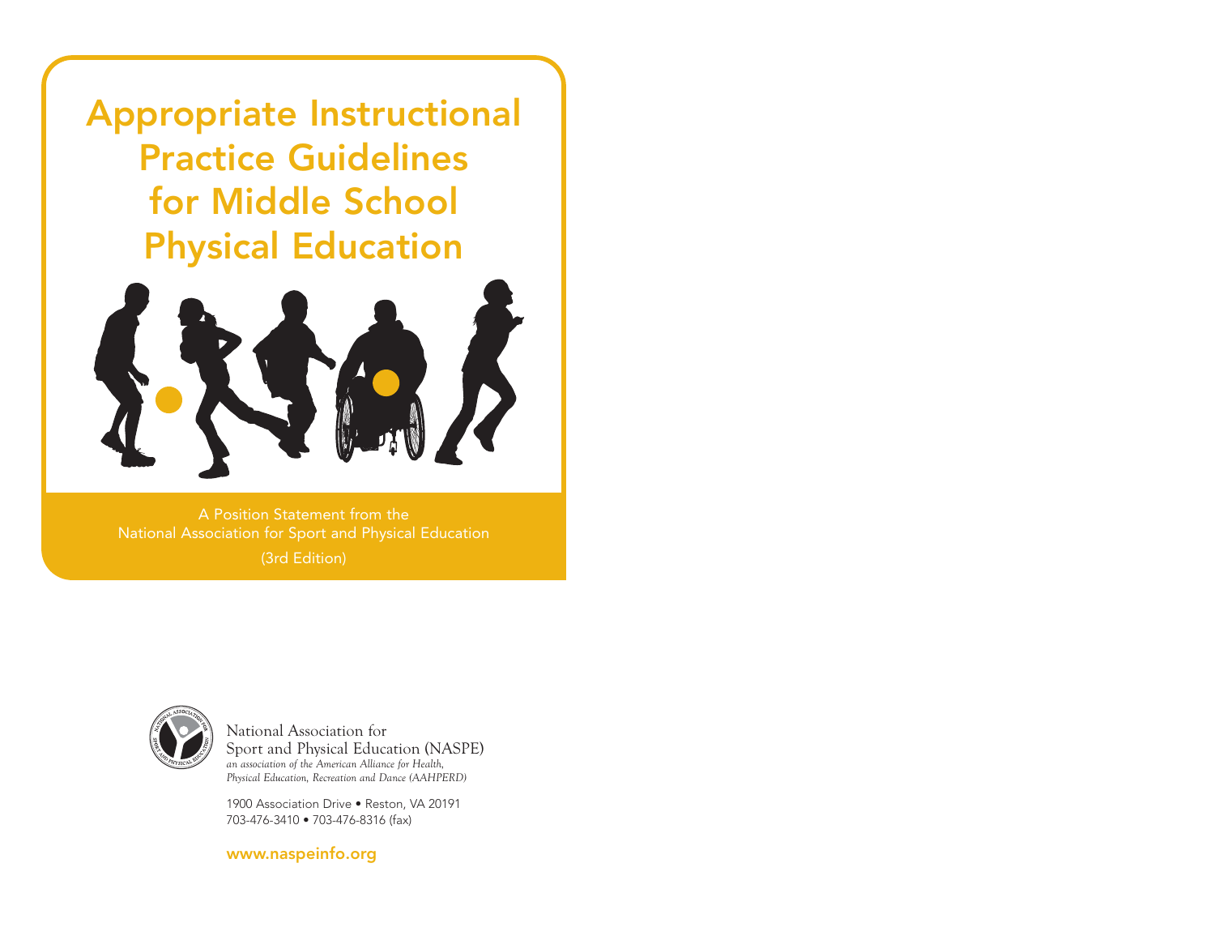# Appropriate Instructional Practice Guidelines for Middle School Physical Education

A Position Statement from the
National Association for Sport and Physical Education
(3rd Edition)

National Association for
Sport and Physical Education (NASPE)
*an association of the American Alliance for Health, Physical Education, Recreation and Dance (AAHPERD)*

1900 Association Drive • Reston, VA 20191
703-476-3410 • 703-476-8316 (fax)

www.naspeinfo.org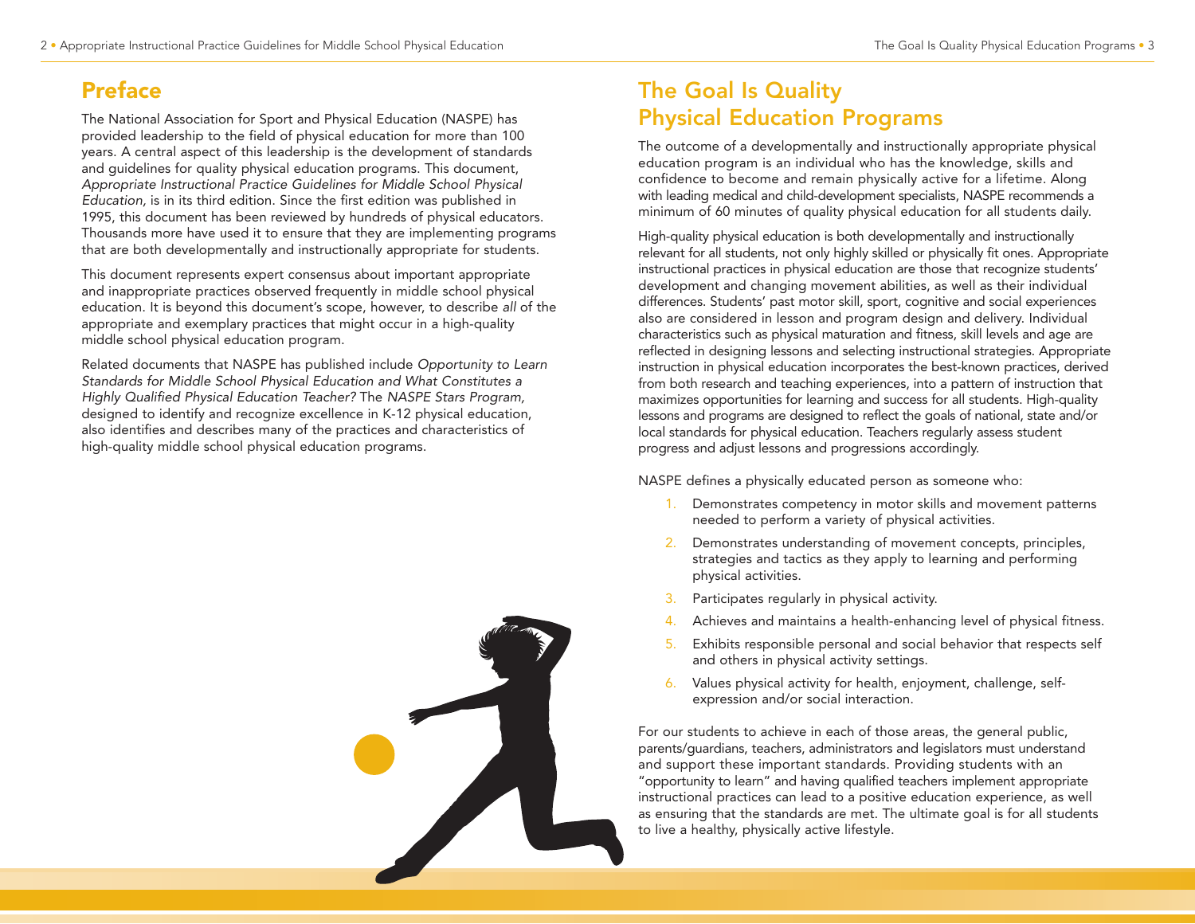## Preface

The National Association for Sport and Physical Education (NASPE) has provided leadership to the field of physical education for more than 100 years. A central aspect of this leadership is the development of standards and guidelines for quality physical education programs. This document, *Appropriate Instructional Practice Guidelines for Middle School Physical Education,* is in its third edition. Since the first edition was published in 1995, this document has been reviewed by hundreds of physical educators. Thousands more have used it to ensure that they are implementing programs that are both developmentally and instructionally appropriate for students.

This document represents expert consensus about important appropriate and inappropriate practices observed frequently in middle school physical education. It is beyond this document's scope, however, to describe *all* of the appropriate and exemplary practices that might occur in a high-quality middle school physical education program.

Related documents that NASPE has published include *Opportunity to Learn Standards for Middle School Physical Education and What Constitutes a Highly Qualified Physical Education Teacher?* The *NASPE Stars Program,* designed to identify and recognize excellence in K-12 physical education, also identifies and describes many of the practices and characteristics of high-quality middle school physical education programs.

## The Goal Is Quality Physical Education Programs

The outcome of a developmentally and instructionally appropriate physical education program is an individual who has the knowledge, skills and confidence to become and remain physically active for a lifetime. Along with leading medical and child-development specialists, NASPE recommends a minimum of 60 minutes of quality physical education for all students daily.

High-quality physical education is both developmentally and instructionally relevant for all students, not only highly skilled or physically fit ones. Appropriate instructional practices in physical education are those that recognize students' development and changing movement abilities, as well as their individual differences. Students' past motor skill, sport, cognitive and social experiences also are considered in lesson and program design and delivery. Individual characteristics such as physical maturation and fitness, skill levels and age are reflected in designing lessons and selecting instructional strategies. Appropriate instruction in physical education incorporates the best-known practices, derived from both research and teaching experiences, into a pattern of instruction that maximizes opportunities for learning and success for all students. High-quality lessons and programs are designed to reflect the goals of national, state and/or local standards for physical education. Teachers regularly assess student progress and adjust lessons and progressions accordingly.

NASPE defines a physically educated person as someone who:

1. Demonstrates competency in motor skills and movement patterns needed to perform a variety of physical activities.
2. Demonstrates understanding of movement concepts, principles, strategies and tactics as they apply to learning and performing physical activities.
3. Participates regularly in physical activity.
4. Achieves and maintains a health-enhancing level of physical fitness.
5. Exhibits responsible personal and social behavior that respects self and others in physical activity settings.
6. Values physical activity for health, enjoyment, challenge, self-expression and/or social interaction.

For our students to achieve in each of those areas, the general public, parents/guardians, teachers, administrators and legislators must understand and support these important standards. Providing students with an "opportunity to learn" and having qualified teachers implement appropriate instructional practices can lead to a positive education experience, as well as ensuring that the standards are met. The ultimate goal is for all students to live a healthy, physically active lifestyle.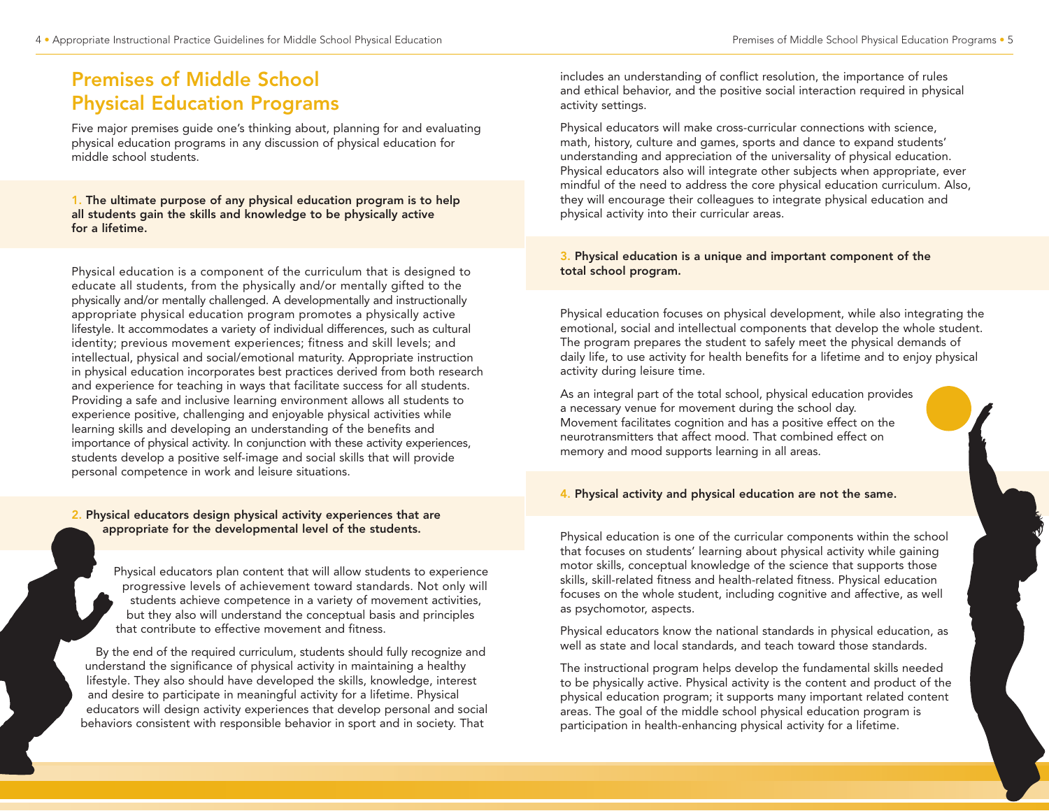# Premises of Middle School Physical Education Programs

Five major premises guide one's thinking about, planning for and evaluating physical education programs in any discussion of physical education for middle school students.

**1. The ultimate purpose of any physical education program is to help all students gain the skills and knowledge to be physically active for a lifetime.**

Physical education is a component of the curriculum that is designed to educate all students, from the physically and/or mentally gifted to the physically and/or mentally challenged. A developmentally and instructionally appropriate physical education program promotes a physically active lifestyle. It accommodates a variety of individual differences, such as cultural identity; previous movement experiences; fitness and skill levels; and intellectual, physical and social/emotional maturity. Appropriate instruction in physical education incorporates best practices derived from both research and experience for teaching in ways that facilitate success for all students. Providing a safe and inclusive learning environment allows all students to experience positive, challenging and enjoyable physical activities while learning skills and developing an understanding of the benefits and importance of physical activity. In conjunction with these activity experiences, students develop a positive self-image and social skills that will provide personal competence in work and leisure situations.

**2. Physical educators design physical activity experiences that are appropriate for the developmental level of the students.**

Physical educators plan content that will allow students to experience progressive levels of achievement toward standards. Not only will students achieve competence in a variety of movement activities, but they also will understand the conceptual basis and principles that contribute to effective movement and fitness.

By the end of the required curriculum, students should fully recognize and understand the significance of physical activity in maintaining a healthy lifestyle. They also should have developed the skills, knowledge, interest and desire to participate in meaningful activity for a lifetime. Physical educators will design activity experiences that develop personal and social behaviors consistent with responsible behavior in sport and in society. That includes an understanding of conflict resolution, the importance of rules and ethical behavior, and the positive social interaction required in physical activity settings.

Physical educators will make cross-curricular connections with science, math, history, culture and games, sports and dance to expand students' understanding and appreciation of the universality of physical education. Physical educators also will integrate other subjects when appropriate, ever mindful of the need to address the core physical education curriculum. Also, they will encourage their colleagues to integrate physical education and physical activity into their curricular areas.

**3. Physical education is a unique and important component of the total school program.**

Physical education focuses on physical development, while also integrating the emotional, social and intellectual components that develop the whole student. The program prepares the student to safely meet the physical demands of daily life, to use activity for health benefits for a lifetime and to enjoy physical activity during leisure time.

As an integral part of the total school, physical education provides a necessary venue for movement during the school day. Movement facilitates cognition and has a positive effect on the neurotransmitters that affect mood. That combined effect on memory and mood supports learning in all areas.

**4. Physical activity and physical education are not the same.**

Physical education is one of the curricular components within the school that focuses on students' learning about physical activity while gaining motor skills, conceptual knowledge of the science that supports those skills, skill-related fitness and health-related fitness. Physical education focuses on the whole student, including cognitive and affective, as well as psychomotor, aspects.

Physical educators know the national standards in physical education, as well as state and local standards, and teach toward those standards.

The instructional program helps develop the fundamental skills needed to be physically active. Physical activity is the content and product of the physical education program; it supports many important related content areas. The goal of the middle school physical education program is participation in health-enhancing physical activity for a lifetime.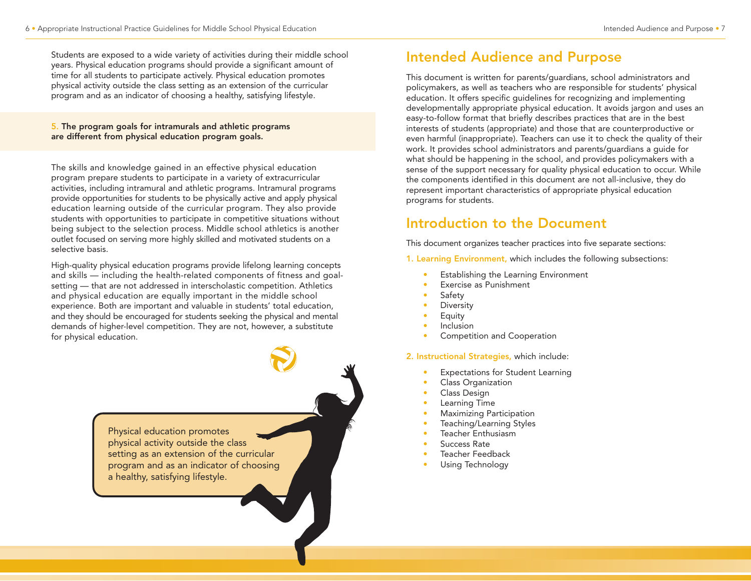Students are exposed to a wide variety of activities during their middle school years. Physical education programs should provide a significant amount of time for all students to participate actively. Physical education promotes physical activity outside the class setting as an extension of the curricular program and as an indicator of choosing a healthy, satisfying lifestyle.

**5. The program goals for intramurals and athletic programs are different from physical education program goals.**

The skills and knowledge gained in an effective physical education program prepare students to participate in a variety of extracurricular activities, including intramural and athletic programs. Intramural programs provide opportunities for students to be physically active and apply physical education learning outside of the curricular program. They also provide students with opportunities to participate in competitive situations without being subject to the selection process. Middle school athletics is another outlet focused on serving more highly skilled and motivated students on a selective basis.

High-quality physical education programs provide lifelong learning concepts and skills — including the health-related components of fitness and goal-setting — that are not addressed in interscholastic competition. Athletics and physical education are equally important in the middle school experience. Both are important and valuable in students' total education, and they should be encouraged for students seeking the physical and mental demands of higher-level competition. They are not, however, a substitute for physical education.

> Physical education promotes physical activity outside the class setting as an extension of the curricular program and as an indicator of choosing a healthy, satisfying lifestyle.

## Intended Audience and Purpose

This document is written for parents/guardians, school administrators and policymakers, as well as teachers who are responsible for students' physical education. It offers specific guidelines for recognizing and implementing developmentally appropriate physical education. It avoids jargon and uses an easy-to-follow format that briefly describes practices that are in the best interests of students (appropriate) and those that are counterproductive or even harmful (inappropriate). Teachers can use it to check the quality of their work. It provides school administrators and parents/guardians a guide for what should be happening in the school, and provides policymakers with a sense of the support necessary for quality physical education to occur. While the components identified in this document are not all-inclusive, they do represent important characteristics of appropriate physical education programs for students.

## Introduction to the Document

This document organizes teacher practices into five separate sections:

1. **Learning Environment,** which includes the following subsections:
   - Establishing the Learning Environment
   - Exercise as Punishment
   - Safety
   - Diversity
   - Equity
   - Inclusion
   - Competition and Cooperation

2. **Instructional Strategies,** which include:
   - Expectations for Student Learning
   - Class Organization
   - Class Design
   - Learning Time
   - Maximizing Participation
   - Teaching/Learning Styles
   - Teacher Enthusiasm
   - Success Rate
   - Teacher Feedback
   - Using Technology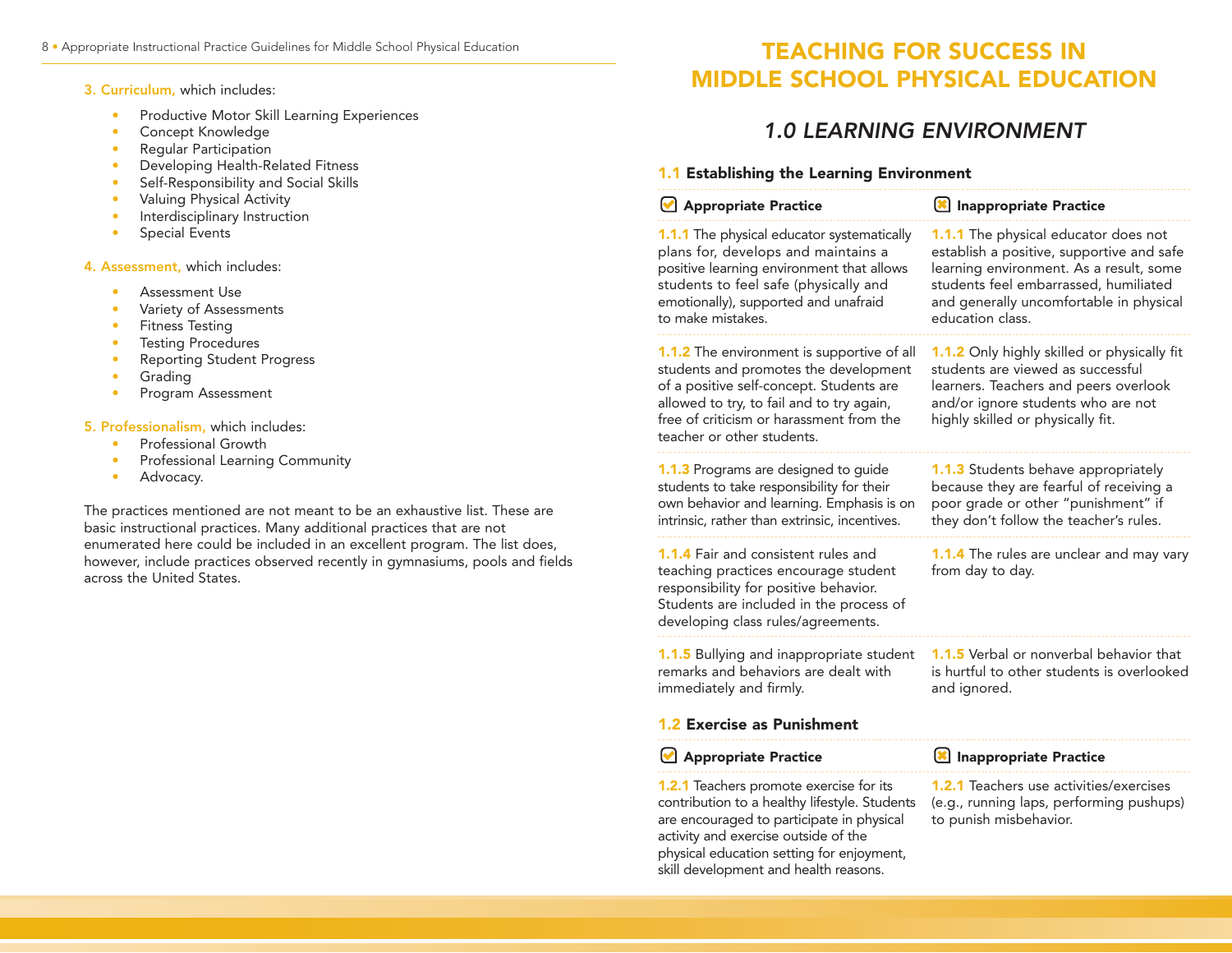**3. Curriculum,** which includes:

- Productive Motor Skill Learning Experiences
- Concept Knowledge
- Regular Participation
- Developing Health-Related Fitness
- Self-Responsibility and Social Skills
- Valuing Physical Activity
- Interdisciplinary Instruction
- Special Events

**4. Assessment,** which includes:

- Assessment Use
- Variety of Assessments
- Fitness Testing
- Testing Procedures
- Reporting Student Progress
- Grading
- Program Assessment

**5. Professionalism,** which includes:

- Professional Growth
- Professional Learning Community
- Advocacy.

The practices mentioned are not meant to be an exhaustive list. These are basic instructional practices. Many additional practices that are not enumerated here could be included in an excellent program. The list does, however, include practices observed recently in gymnasiums, pools and fields across the United States.

# TEACHING FOR SUCCESS IN MIDDLE SCHOOL PHYSICAL EDUCATION

## *1.0 LEARNING ENVIRONMENT*

### 1.1 Establishing the Learning Environment

| Appropriate Practice | Inappropriate Practice |
|---|---|
| **1.1.1** The physical educator systematically plans for, develops and maintains a positive learning environment that allows students to feel safe (physically and emotionally), supported and unafraid to make mistakes. | **1.1.1** The physical educator does not establish a positive, supportive and safe learning environment. As a result, some students feel embarrassed, humiliated and generally uncomfortable in physical education class. |
| **1.1.2** The environment is supportive of all students and promotes the development of a positive self-concept. Students are allowed to try, to fail and to try again, free of criticism or harassment from the teacher or other students. | **1.1.2** Only highly skilled or physically fit students are viewed as successful learners. Teachers and peers overlook and/or ignore students who are not highly skilled or physically fit. |
| **1.1.3** Programs are designed to guide students to take responsibility for their own behavior and learning. Emphasis is on intrinsic, rather than extrinsic, incentives. | **1.1.3** Students behave appropriately because they are fearful of receiving a poor grade or other "punishment" if they don't follow the teacher's rules. |
| **1.1.4** Fair and consistent rules and teaching practices encourage student responsibility for positive behavior. Students are included in the process of developing class rules/agreements. | **1.1.4** The rules are unclear and may vary from day to day. |
| **1.1.5** Bullying and inappropriate student remarks and behaviors are dealt with immediately and firmly. | **1.1.5** Verbal or nonverbal behavior that is hurtful to other students is overlooked and ignored. |

### 1.2 Exercise as Punishment

| Appropriate Practice | Inappropriate Practice |
|---|---|
| **1.2.1** Teachers promote exercise for its contribution to a healthy lifestyle. Students are encouraged to participate in physical activity and exercise outside of the physical education setting for enjoyment, skill development and health reasons. | **1.2.1** Teachers use activities/exercises (e.g., running laps, performing pushups) to punish misbehavior. |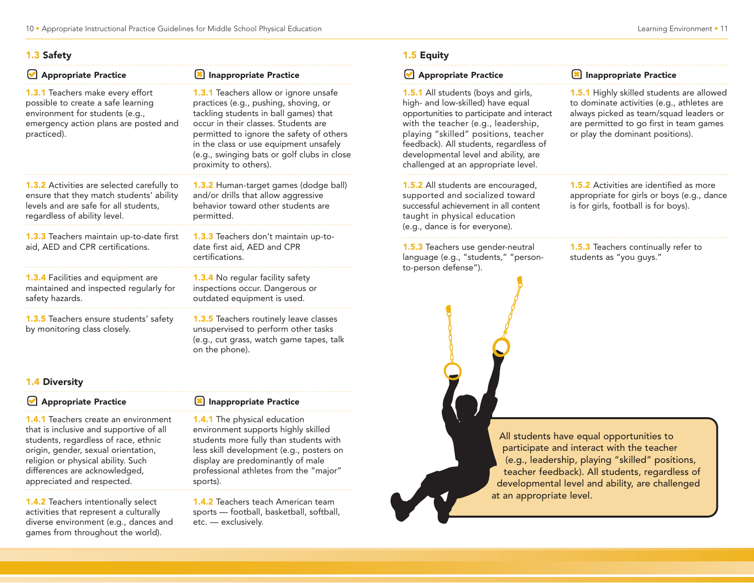## 1.3 Safety

| Appropriate Practice | Inappropriate Practice |
|---|---|
| **1.3.1** Teachers make every effort possible to create a safe learning environment for students (e.g., emergency action plans are posted and practiced). | **1.3.1** Teachers allow or ignore unsafe practices (e.g., pushing, shoving, or tackling students in ball games) that occur in their classes. Students are permitted to ignore the safety of others in the class or use equipment unsafely (e.g., swinging bats or golf clubs in close proximity to others). |
| **1.3.2** Activities are selected carefully to ensure that they match students' ability levels and are safe for all students, regardless of ability level. | **1.3.2** Human-target games (dodge ball) and/or drills that allow aggressive behavior toward other students are permitted. |
| **1.3.3** Teachers maintain up-to-date first aid, AED and CPR certifications. | **1.3.3** Teachers don't maintain up-to-date first aid, AED and CPR certifications. |
| **1.3.4** Facilities and equipment are maintained and inspected regularly for safety hazards. | **1.3.4** No regular facility safety inspections occur. Dangerous or outdated equipment is used. |
| **1.3.5** Teachers ensure students' safety by monitoring class closely. | **1.3.5** Teachers routinely leave classes unsupervised to perform other tasks (e.g., cut grass, watch game tapes, talk on the phone). |

## 1.4 Diversity

| Appropriate Practice | Inappropriate Practice |
|---|---|
| **1.4.1** Teachers create an environment that is inclusive and supportive of all students, regardless of race, ethnic origin, gender, sexual orientation, religion or physical ability. Such differences are acknowledged, appreciated and respected. | **1.4.1** The physical education environment supports highly skilled students more fully than students with less skill development (e.g., posters on display are predominantly of male professional athletes from the "major" sports). |
| **1.4.2** Teachers intentionally select activities that represent a culturally diverse environment (e.g., dances and games from throughout the world). | **1.4.2** Teachers teach American team sports — football, basketball, softball, etc. — exclusively. |

## 1.5 Equity

| Appropriate Practice | Inappropriate Practice |
|---|---|
| **1.5.1** All students (boys and girls, high- and low-skilled) have equal opportunities to participate and interact with the teacher (e.g., leadership, playing "skilled" positions, teacher feedback). All students, regardless of developmental level and ability, are challenged at an appropriate level. | **1.5.1** Highly skilled students are allowed to dominate activities (e.g., athletes are always picked as team/squad leaders or are permitted to go first in team games or play the dominant positions). |
| **1.5.2** All students are encouraged, supported and socialized toward successful achievement in all content taught in physical education (e.g., dance is for everyone). | **1.5.2** Activities are identified as more appropriate for girls or boys (e.g., dance is for girls, football is for boys). |
| **1.5.3** Teachers use gender-neutral language (e.g., "students," "person-to-person defense"). | **1.5.3** Teachers continually refer to students as "you guys." |

All students have equal opportunities to participate and interact with the teacher (e.g., leadership, playing "skilled" positions, teacher feedback). All students, regardless of developmental level and ability, are challenged at an appropriate level.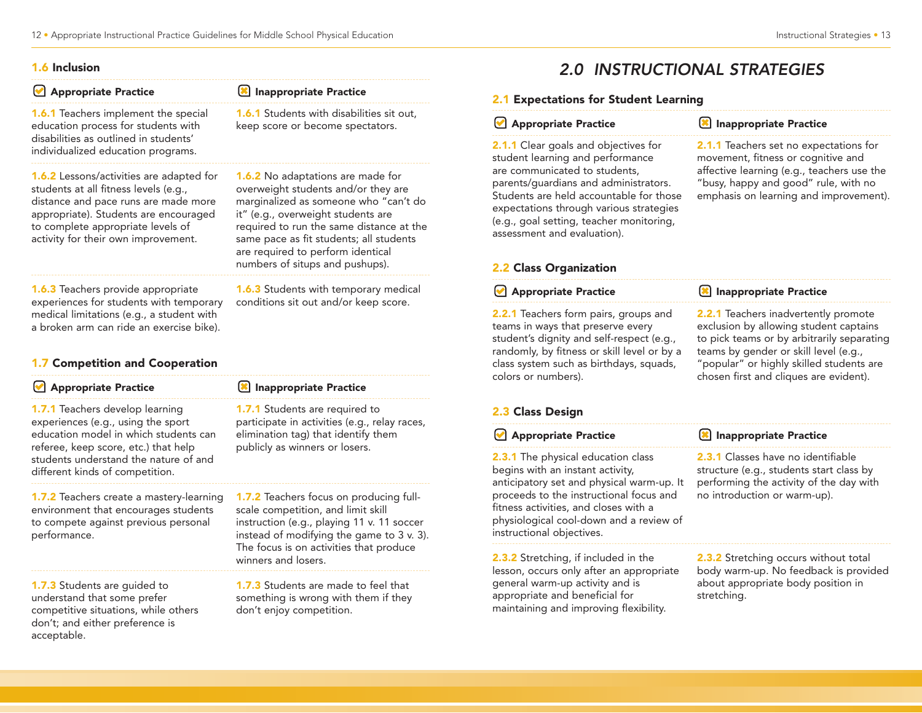### 1.6 Inclusion

| Appropriate Practice | Inappropriate Practice |
|---|---|
| **1.6.1** Teachers implement the special education process for students with disabilities as outlined in students' individualized education programs. | **1.6.1** Students with disabilities sit out, keep score or become spectators. |
| **1.6.2** Lessons/activities are adapted for students at all fitness levels (e.g., distance and pace runs are made more appropriate). Students are encouraged to complete appropriate levels of activity for their own improvement. | **1.6.2** No adaptations are made for overweight students and/or they are marginalized as someone who "can't do it" (e.g., overweight students are required to run the same distance at the same pace as fit students; all students are required to perform identical numbers of situps and pushups). |
| **1.6.3** Teachers provide appropriate experiences for students with temporary medical limitations (e.g., a student with a broken arm can ride an exercise bike). | **1.6.3** Students with temporary medical conditions sit out and/or keep score. |

### 1.7 Competition and Cooperation

| Appropriate Practice | Inappropriate Practice |
|---|---|
| **1.7.1** Teachers develop learning experiences (e.g., using the sport education model in which students can referee, keep score, etc.) that help students understand the nature of and different kinds of competition. | **1.7.1** Students are required to participate in activities (e.g., relay races, elimination tag) that identify them publicly as winners or losers. |
| **1.7.2** Teachers create a mastery-learning environment that encourages students to compete against previous personal performance. | **1.7.2** Teachers focus on producing full-scale competition, and limit skill instruction (e.g., playing 11 v. 11 soccer instead of modifying the game to 3 v. 3). The focus is on activities that produce winners and losers. |
| **1.7.3** Students are guided to understand that some prefer competitive situations, while others don't; and either preference is acceptable. | **1.7.3** Students are made to feel that something is wrong with them if they don't enjoy competition. |

# 2.0 INSTRUCTIONAL STRATEGIES

### 2.1 Expectations for Student Learning

| Appropriate Practice | Inappropriate Practice |
|---|---|
| **2.1.1** Clear goals and objectives for student learning and performance are communicated to students, parents/guardians and administrators. Students are held accountable for those expectations through various strategies (e.g., goal setting, teacher monitoring, assessment and evaluation). | **2.1.1** Teachers set no expectations for movement, fitness or cognitive and affective learning (e.g., teachers use the "busy, happy and good" rule, with no emphasis on learning and improvement). |

### 2.2 Class Organization

| Appropriate Practice | Inappropriate Practice |
|---|---|
| **2.2.1** Teachers form pairs, groups and teams in ways that preserve every student's dignity and self-respect (e.g., randomly, by fitness or skill level or by a class system such as birthdays, squads, colors or numbers). | **2.2.1** Teachers inadvertently promote exclusion by allowing student captains to pick teams or by arbitrarily separating teams by gender or skill level (e.g., "popular" or highly skilled students are chosen first and cliques are evident). |

### 2.3 Class Design

| Appropriate Practice | Inappropriate Practice |
|---|---|
| **2.3.1** The physical education class begins with an instant activity, anticipatory set and physical warm-up. It proceeds to the instructional focus and fitness activities, and closes with a physiological cool-down and a review of instructional objectives. | **2.3.1** Classes have no identifiable structure (e.g., students start class by performing the activity of the day with no introduction or warm-up). |
| **2.3.2** Stretching, if included in the lesson, occurs only after an appropriate general warm-up activity and is appropriate and beneficial for maintaining and improving flexibility. | **2.3.2** Stretching occurs without total body warm-up. No feedback is provided about appropriate body position in stretching. |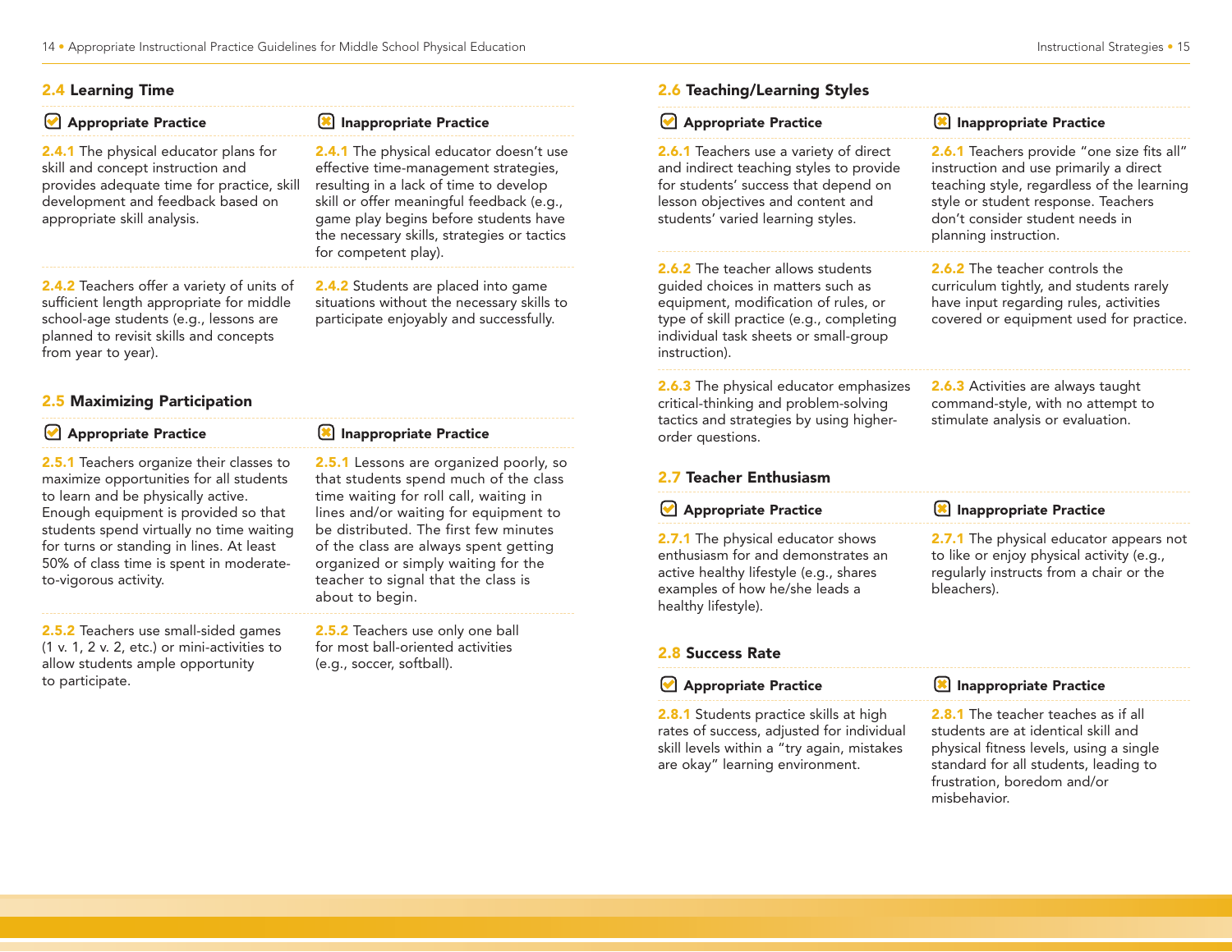## 2.4 Learning Time

| Appropriate Practice | Inappropriate Practice |
| --- | --- |
| **2.4.1** The physical educator plans for skill and concept instruction and provides adequate time for practice, skill development and feedback based on appropriate skill analysis. | **2.4.1** The physical educator doesn't use effective time-management strategies, resulting in a lack of time to develop skill or offer meaningful feedback (e.g., game play begins before students have the necessary skills, strategies or tactics for competent play). |
| **2.4.2** Teachers offer a variety of units of sufficient length appropriate for middle school-age students (e.g., lessons are planned to revisit skills and concepts from year to year). | **2.4.2** Students are placed into game situations without the necessary skills to participate enjoyably and successfully. |

## 2.5 Maximizing Participation

| Appropriate Practice | Inappropriate Practice |
| --- | --- |
| **2.5.1** Teachers organize their classes to maximize opportunities for all students to learn and be physically active. Enough equipment is provided so that students spend virtually no time waiting for turns or standing in lines. At least 50% of class time is spent in moderate-to-vigorous activity. | **2.5.1** Lessons are organized poorly, so that students spend much of the class time waiting for roll call, waiting in lines and/or waiting for equipment to be distributed. The first few minutes of the class are always spent getting organized or simply waiting for the teacher to signal that the class is about to begin. |
| **2.5.2** Teachers use small-sided games (1 v. 1, 2 v. 2, etc.) or mini-activities to allow students ample opportunity to participate. | **2.5.2** Teachers use only one ball for most ball-oriented activities (e.g., soccer, softball). |

## 2.6 Teaching/Learning Styles

| Appropriate Practice | Inappropriate Practice |
| --- | --- |
| **2.6.1** Teachers use a variety of direct and indirect teaching styles to provide for students' success that depend on lesson objectives and content and students' varied learning styles. | **2.6.1** Teachers provide "one size fits all" instruction and use primarily a direct teaching style, regardless of the learning style or student response. Teachers don't consider student needs in planning instruction. |
| **2.6.2** The teacher allows students guided choices in matters such as equipment, modification of rules, or type of skill practice (e.g., completing individual task sheets or small-group instruction). | **2.6.2** The teacher controls the curriculum tightly, and students rarely have input regarding rules, activities covered or equipment used for practice. |
| **2.6.3** The physical educator emphasizes critical-thinking and problem-solving tactics and strategies by using higher-order questions. | **2.6.3** Activities are always taught command-style, with no attempt to stimulate analysis or evaluation. |

## 2.7 Teacher Enthusiasm

| Appropriate Practice | Inappropriate Practice |
| --- | --- |
| **2.7.1** The physical educator shows enthusiasm for and demonstrates an active healthy lifestyle (e.g., shares examples of how he/she leads a healthy lifestyle). | **2.7.1** The physical educator appears not to like or enjoy physical activity (e.g., regularly instructs from a chair or the bleachers). |

## 2.8 Success Rate

| Appropriate Practice | Inappropriate Practice |
| --- | --- |
| **2.8.1** Students practice skills at high rates of success, adjusted for individual skill levels within a "try again, mistakes are okay" learning environment. | **2.8.1** The teacher teaches as if all students are at identical skill and physical fitness levels, using a single standard for all students, leading to frustration, boredom and/or misbehavior. |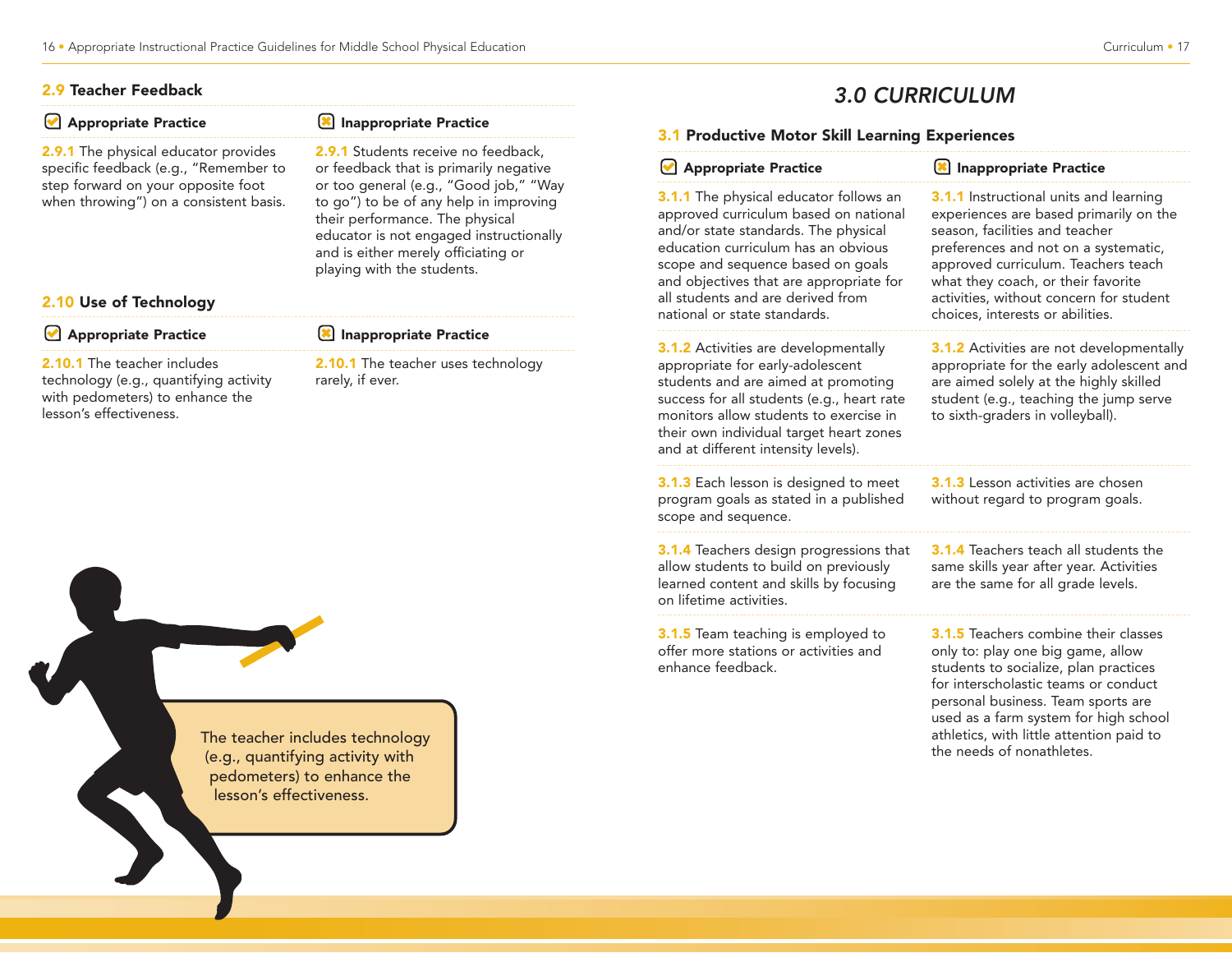## 2.9 Teacher Feedback

| Appropriate Practice | Inappropriate Practice |
|---|---|
| 2.9.1 The physical educator provides specific feedback (e.g., "Remember to step forward on your opposite foot when throwing") on a consistent basis. | 2.9.1 Students receive no feedback, or feedback that is primarily negative or too general (e.g., "Good job," "Way to go") to be of any help in improving their performance. The physical educator is not engaged instructionally and is either merely officiating or playing with the students. |

## 2.10 Use of Technology

| Appropriate Practice | Inappropriate Practice |
|---|---|
| 2.10.1 The teacher includes technology (e.g., quantifying activity with pedometers) to enhance the lesson's effectiveness. | 2.10.1 The teacher uses technology rarely, if ever. |

The teacher includes technology (e.g., quantifying activity with pedometers) to enhance the lesson's effectiveness.

# 3.0 CURRICULUM

## 3.1 Productive Motor Skill Learning Experiences

| Appropriate Practice | Inappropriate Practice |
|---|---|
| 3.1.1 The physical educator follows an approved curriculum based on national and/or state standards. The physical education curriculum has an obvious scope and sequence based on goals and objectives that are appropriate for all students and are derived from national or state standards. | 3.1.1 Instructional units and learning experiences are based primarily on the season, facilities and teacher preferences and not on a systematic, approved curriculum. Teachers teach what they coach, or their favorite activities, without concern for student choices, interests or abilities. |
| 3.1.2 Activities are developmentally appropriate for early-adolescent students and are aimed at promoting success for all students (e.g., heart rate monitors allow students to exercise in their own individual target heart zones and at different intensity levels). | 3.1.2 Activities are not developmentally appropriate for the early adolescent and are aimed solely at the highly skilled student (e.g., teaching the jump serve to sixth-graders in volleyball). |
| 3.1.3 Each lesson is designed to meet program goals as stated in a published scope and sequence. | 3.1.3 Lesson activities are chosen without regard to program goals. |
| 3.1.4 Teachers design progressions that allow students to build on previously learned content and skills by focusing on lifetime activities. | 3.1.4 Teachers teach all students the same skills year after year. Activities are the same for all grade levels. |
| 3.1.5 Team teaching is employed to offer more stations or activities and enhance feedback. | 3.1.5 Teachers combine their classes only to: play one big game, allow students to socialize, plan practices for interscholastic teams or conduct personal business. Team sports are used as a farm system for high school athletics, with little attention paid to the needs of nonathletes. |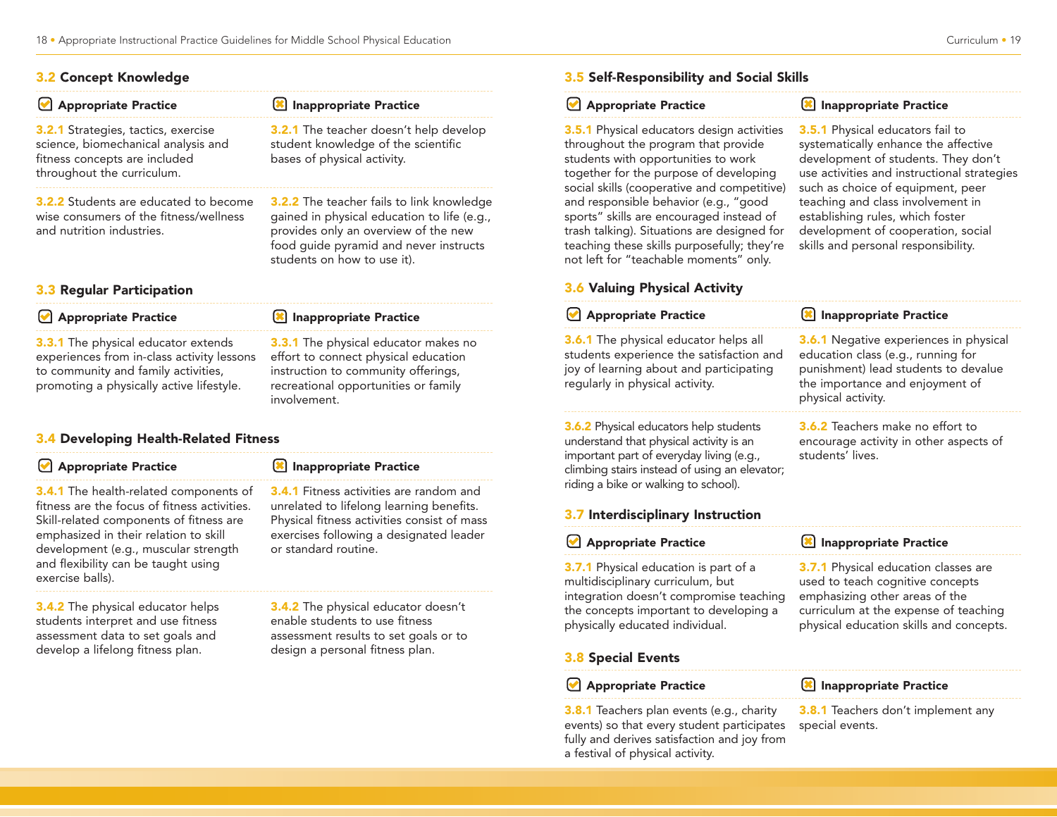## 3.2 Concept Knowledge

| Appropriate Practice | Inappropriate Practice |
|---|---|
| **3.2.1** Strategies, tactics, exercise science, biomechanical analysis and fitness concepts are included throughout the curriculum. | **3.2.1** The teacher doesn't help develop student knowledge of the scientific bases of physical activity. |
| **3.2.2** Students are educated to become wise consumers of the fitness/wellness and nutrition industries. | **3.2.2** The teacher fails to link knowledge gained in physical education to life (e.g., provides only an overview of the new food guide pyramid and never instructs students on how to use it). |

## 3.3 Regular Participation

| Appropriate Practice | Inappropriate Practice |
|---|---|
| **3.3.1** The physical educator extends experiences from in-class activity lessons to community and family activities, promoting a physically active lifestyle. | **3.3.1** The physical educator makes no effort to connect physical education instruction to community offerings, recreational opportunities or family involvement. |

## 3.4 Developing Health-Related Fitness

| Appropriate Practice | Inappropriate Practice |
|---|---|
| **3.4.1** The health-related components of fitness are the focus of fitness activities. Skill-related components of fitness are emphasized in their relation to skill development (e.g., muscular strength and flexibility can be taught using exercise balls). | **3.4.1** Fitness activities are random and unrelated to lifelong learning benefits. Physical fitness activities consist of mass exercises following a designated leader or standard routine. |
| **3.4.2** The physical educator helps students interpret and use fitness assessment data to set goals and develop a lifelong fitness plan. | **3.4.2** The physical educator doesn't enable students to use fitness assessment results to set goals or to design a personal fitness plan. |

## 3.5 Self-Responsibility and Social Skills

| Appropriate Practice | Inappropriate Practice |
|---|---|
| **3.5.1** Physical educators design activities throughout the program that provide students with opportunities to work together for the purpose of developing social skills (cooperative and competitive) and responsible behavior (e.g., "good sports" skills are encouraged instead of trash talking). Situations are designed for teaching these skills purposefully; they're not left for "teachable moments" only. | **3.5.1** Physical educators fail to systematically enhance the affective development of students. They don't use activities and instructional strategies such as choice of equipment, peer teaching and class involvement in establishing rules, which foster development of cooperation, social skills and personal responsibility. |

## 3.6 Valuing Physical Activity

| Appropriate Practice | Inappropriate Practice |
|---|---|
| **3.6.1** The physical educator helps all students experience the satisfaction and joy of learning about and participating regularly in physical activity. | **3.6.1** Negative experiences in physical education class (e.g., running for punishment) lead students to devalue the importance and enjoyment of physical activity. |
| **3.6.2** Physical educators help students understand that physical activity is an important part of everyday living (e.g., climbing stairs instead of using an elevator; riding a bike or walking to school). | **3.6.2** Teachers make no effort to encourage activity in other aspects of students' lives. |

## 3.7 Interdisciplinary Instruction

| Appropriate Practice | Inappropriate Practice |
|---|---|
| **3.7.1** Physical education is part of a multidisciplinary curriculum, but integration doesn't compromise teaching the concepts important to developing a physically educated individual. | **3.7.1** Physical education classes are used to teach cognitive concepts emphasizing other areas of the curriculum at the expense of teaching physical education skills and concepts. |

## 3.8 Special Events

| Appropriate Practice | Inappropriate Practice |
|---|---|
| **3.8.1** Teachers plan events (e.g., charity events) so that every student participates fully and derives satisfaction and joy from a festival of physical activity. | **3.8.1** Teachers don't implement any special events. |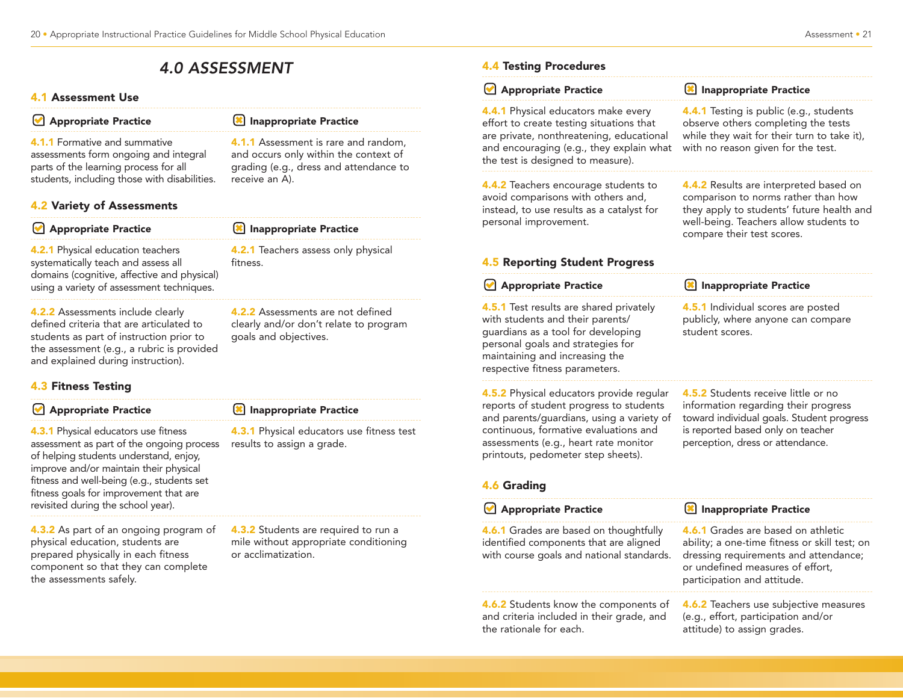# 4.0 ASSESSMENT

## 4.1 Assessment Use

| Appropriate Practice | Inappropriate Practice |
|---|---|
| **4.1.1** Formative and summative assessments form ongoing and integral parts of the learning process for all students, including those with disabilities. | **4.1.1** Assessment is rare and random, and occurs only within the context of grading (e.g., dress and attendance to receive an A). |

## 4.2 Variety of Assessments

| Appropriate Practice | Inappropriate Practice |
|---|---|
| **4.2.1** Physical education teachers systematically teach and assess all domains (cognitive, affective and physical) using a variety of assessment techniques. | **4.2.1** Teachers assess only physical fitness. |
| **4.2.2** Assessments include clearly defined criteria that are articulated to students as part of instruction prior to the assessment (e.g., a rubric is provided and explained during instruction). | **4.2.2** Assessments are not defined clearly and/or don't relate to program goals and objectives. |

## 4.3 Fitness Testing

| Appropriate Practice | Inappropriate Practice |
|---|---|
| **4.3.1** Physical educators use fitness assessment as part of the ongoing process of helping students understand, enjoy, improve and/or maintain their physical fitness and well-being (e.g., students set fitness goals for improvement that are revisited during the school year). | **4.3.1** Physical educators use fitness test results to assign a grade. |
| **4.3.2** As part of an ongoing program of physical education, students are prepared physically in each fitness component so that they can complete the assessments safely. | **4.3.2** Students are required to run a mile without appropriate conditioning or acclimatization. |

## 4.4 Testing Procedures

| Appropriate Practice | Inappropriate Practice |
|---|---|
| **4.4.1** Physical educators make every effort to create testing situations that are private, nonthreatening, educational and encouraging (e.g., they explain what the test is designed to measure). | **4.4.1** Testing is public (e.g., students observe others completing the tests while they wait for their turn to take it), with no reason given for the test. |
| **4.4.2** Teachers encourage students to avoid comparisons with others and, instead, to use results as a catalyst for personal improvement. | **4.4.2** Results are interpreted based on comparison to norms rather than how they apply to students' future health and well-being. Teachers allow students to compare their test scores. |

## 4.5 Reporting Student Progress

| Appropriate Practice | Inappropriate Practice |
|---|---|
| **4.5.1** Test results are shared privately with students and their parents/guardians as a tool for developing personal goals and strategies for maintaining and increasing the respective fitness parameters. | **4.5.1** Individual scores are posted publicly, where anyone can compare student scores. |
| **4.5.2** Physical educators provide regular reports of student progress to students and parents/guardians, using a variety of continuous, formative evaluations and assessments (e.g., heart rate monitor printouts, pedometer step sheets). | **4.5.2** Students receive little or no information regarding their progress toward individual goals. Student progress is reported based only on teacher perception, dress or attendance. |

## 4.6 Grading

| Appropriate Practice | Inappropriate Practice |
|---|---|
| **4.6.1** Grades are based on thoughtfully identified components that are aligned with course goals and national standards. | **4.6.1** Grades are based on athletic ability; a one-time fitness or skill test; on dressing requirements and attendance; or undefined measures of effort, participation and attitude. |
| **4.6.2** Students know the components of and criteria included in their grade, and the rationale for each. | **4.6.2** Teachers use subjective measures (e.g., effort, participation and/or attitude) to assign grades. |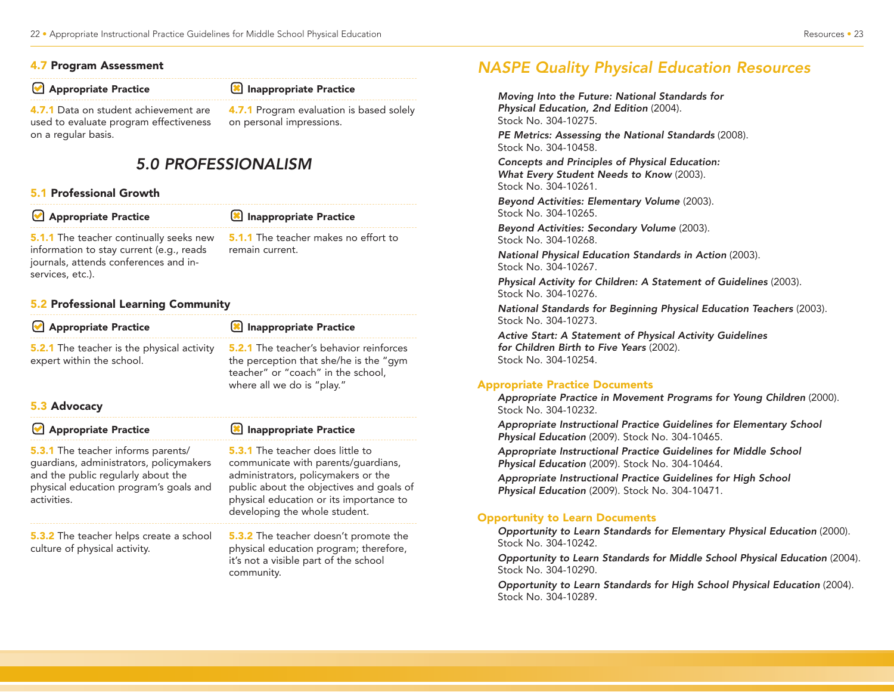### 4.7 Program Assessment

| Appropriate Practice | Inappropriate Practice |
| --- | --- |
| 4.7.1 Data on student achievement are used to evaluate program effectiveness on a regular basis. | 4.7.1 Program evaluation is based solely on personal impressions. |

## *5.0 PROFESSIONALISM*

### 5.1 Professional Growth

| Appropriate Practice | Inappropriate Practice |
| --- | --- |
| 5.1.1 The teacher continually seeks new information to stay current (e.g., reads journals, attends conferences and in-services, etc.). | 5.1.1 The teacher makes no effort to remain current. |

### 5.2 Professional Learning Community

| Appropriate Practice | Inappropriate Practice |
| --- | --- |
| 5.2.1 The teacher is the physical activity expert within the school. | 5.2.1 The teacher's behavior reinforces the perception that she/he is the "gym teacher" or "coach" in the school, where all we do is "play." |

### 5.3 Advocacy

| Appropriate Practice | Inappropriate Practice |
| --- | --- |
| 5.3.1 The teacher informs parents/guardians, administrators, policymakers and the public regularly about the physical education program's goals and activities. | 5.3.1 The teacher does little to communicate with parents/guardians, administrators, policymakers or the public about the objectives and goals of physical education or its importance to developing the whole student. |
| 5.3.2 The teacher helps create a school culture of physical activity. | 5.3.2 The teacher doesn't promote the physical education program; therefore, it's not a visible part of the school community. |

## *NASPE Quality Physical Education Resources*

***Moving Into the Future: National Standards for Physical Education, 2nd Edition*** (2004). Stock No. 304-10275.

***PE Metrics: Assessing the National Standards*** (2008). Stock No. 304-10458.

***Concepts and Principles of Physical Education: What Every Student Needs to Know*** (2003). Stock No. 304-10261.

***Beyond Activities: Elementary Volume*** (2003). Stock No. 304-10265.

***Beyond Activities: Secondary Volume*** (2003). Stock No. 304-10268.

***National Physical Education Standards in Action*** (2003). Stock No. 304-10267.

***Physical Activity for Children: A Statement of Guidelines*** (2003). Stock No. 304-10276.

***National Standards for Beginning Physical Education Teachers*** (2003). Stock No. 304-10273.

***Active Start: A Statement of Physical Activity Guidelines for Children Birth to Five Years*** (2002). Stock No. 304-10254.

### Appropriate Practice Documents

***Appropriate Practice in Movement Programs for Young Children*** (2000). Stock No. 304-10232.

***Appropriate Instructional Practice Guidelines for Elementary School Physical Education*** (2009). Stock No. 304-10465.

***Appropriate Instructional Practice Guidelines for Middle School Physical Education*** (2009). Stock No. 304-10464.

***Appropriate Instructional Practice Guidelines for High School Physical Education*** (2009). Stock No. 304-10471.

### Opportunity to Learn Documents

***Opportunity to Learn Standards for Elementary Physical Education*** (2000). Stock No. 304-10242.

***Opportunity to Learn Standards for Middle School Physical Education*** (2004). Stock No. 304-10290.

***Opportunity to Learn Standards for High School Physical Education*** (2004). Stock No. 304-10289.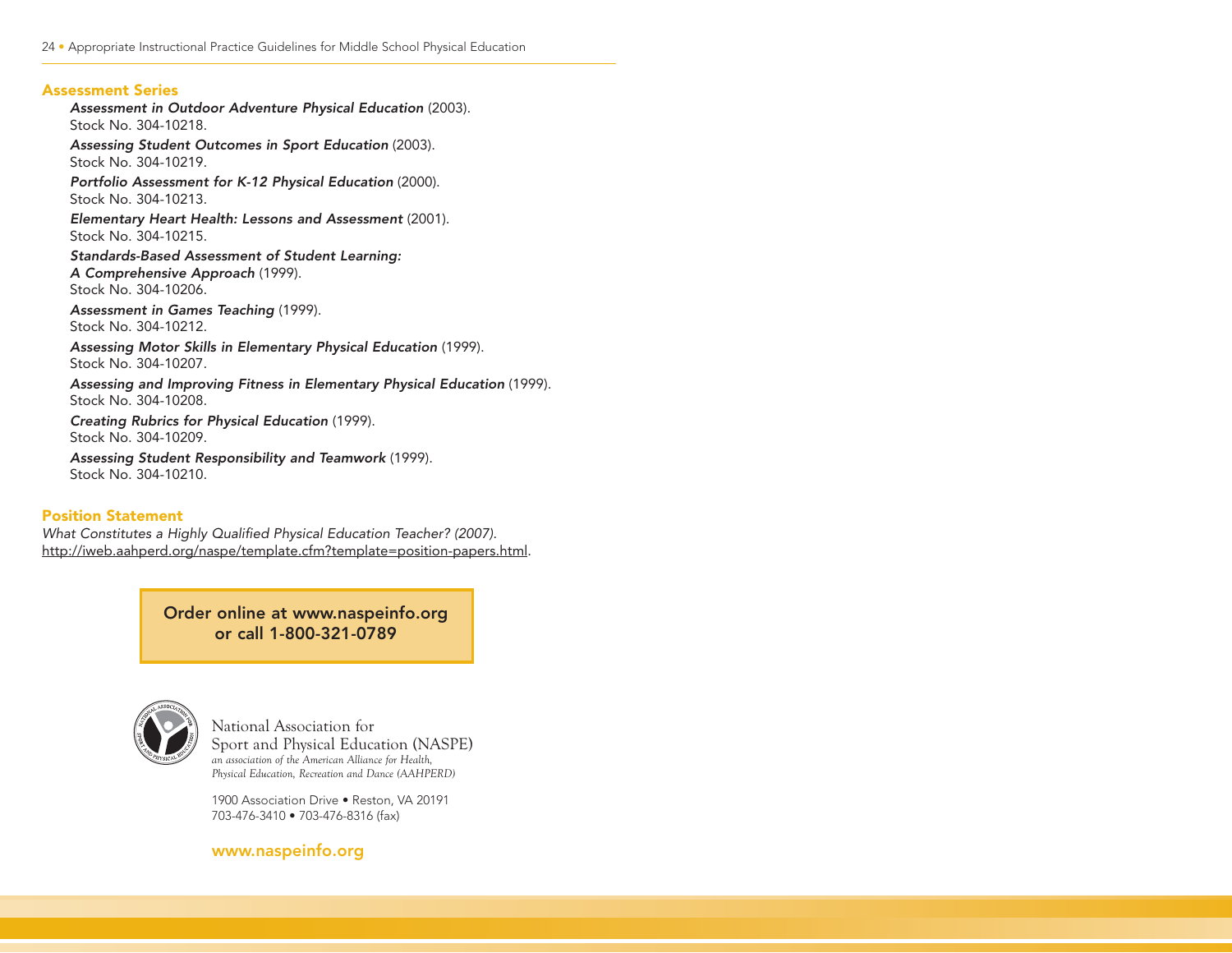## Assessment Series

***Assessment in Outdoor Adventure Physical Education*** (2003).
Stock No. 304-10218.

***Assessing Student Outcomes in Sport Education*** (2003).
Stock No. 304-10219.

***Portfolio Assessment for K-12 Physical Education*** (2000).
Stock No. 304-10213.

***Elementary Heart Health: Lessons and Assessment*** (2001).
Stock No. 304-10215.

***Standards-Based Assessment of Student Learning: A Comprehensive Approach*** (1999).
Stock No. 304-10206.

***Assessment in Games Teaching*** (1999).
Stock No. 304-10212.

***Assessing Motor Skills in Elementary Physical Education*** (1999).
Stock No. 304-10207.

***Assessing and Improving Fitness in Elementary Physical Education*** (1999).
Stock No. 304-10208.

***Creating Rubrics for Physical Education*** (1999).
Stock No. 304-10209.

***Assessing Student Responsibility and Teamwork*** (1999).
Stock No. 304-10210.

## Position Statement

*What Constitutes a Highly Qualified Physical Education Teacher? (2007).*
http://iweb.aahperd.org/naspe/template.cfm?template=position-papers.html.

**Order online at www.naspeinfo.org or call 1-800-321-0789**

National Association for Sport and Physical Education (NASPE)
*an association of the American Alliance for Health, Physical Education, Recreation and Dance (AAHPERD)*

1900 Association Drive • Reston, VA 20191
703-476-3410 • 703-476-8316 (fax)

www.naspeinfo.org